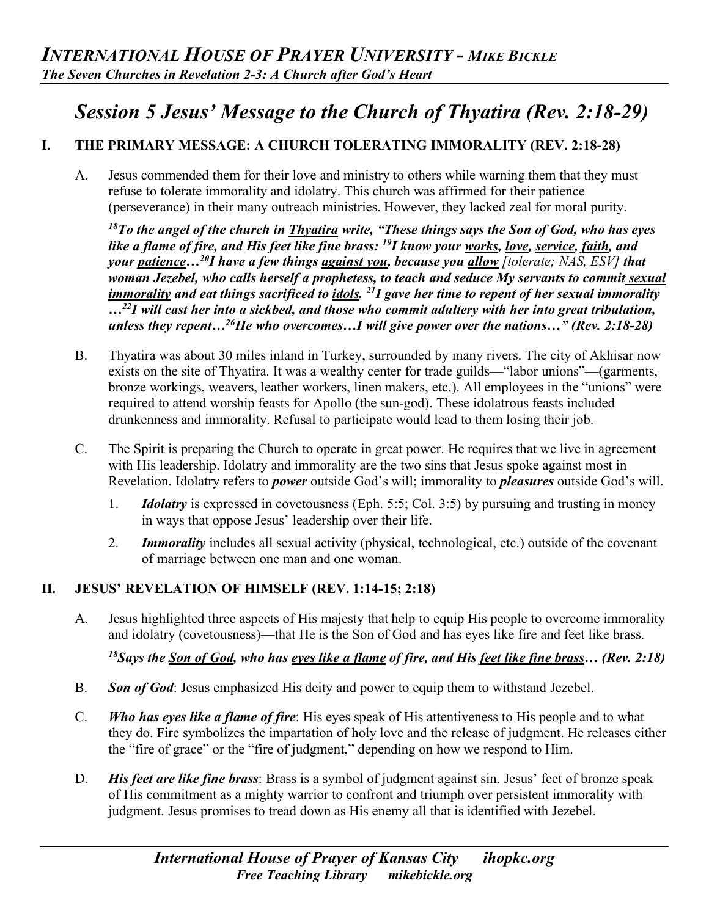# *INTERNATIONAL HOUSE OF PRAYER UNIVERSITY - MIKE BICKLE*

***The Seven Churches in Revelation 2-3: A Church after God's Heart***

## *Session 5 Jesus' Message to the Church of Thyatira (Rev. 2:18-29)*

### I. THE PRIMARY MESSAGE: A CHURCH TOLERATING IMMORALITY (REV. 2:18-28)

A. Jesus commended them for their love and ministry to others while warning them that they must refuse to tolerate immorality and idolatry. This church was affirmed for their patience (perseverance) in their many outreach ministries. However, they lacked zeal for moral purity.

***[18]To the angel of the church in Thyatira write, "These things says the Son of God, who has eyes like a flame of fire, and His feet like fine brass: [19]I know your works, love, service, faith, and your patience…[20]I have a few things against you, because you allow** [tolerate; NAS, ESV] **that woman Jezebel, who calls herself a prophetess, to teach and seduce My servants to commit sexual immorality and eat things sacrificed to idols. [21]I gave her time to repent of her sexual immorality …[22]I will cast her into a sickbed, and those who commit adultery with her into great tribulation, unless they repent…[26]He who overcomes…I will give power over the nations…" (Rev. 2:18-28)***

B. Thyatira was about 30 miles inland in Turkey, surrounded by many rivers. The city of Akhisar now exists on the site of Thyatira. It was a wealthy center for trade guilds—"labor unions"—(garments, bronze workings, weavers, leather workers, linen makers, etc.). All employees in the "unions" were required to attend worship feasts for Apollo (the sun-god). These idolatrous feasts included drunkenness and immorality. Refusal to participate would lead to them losing their job.

C. The Spirit is preparing the Church to operate in great power. He requires that we live in agreement with His leadership. Idolatry and immorality are the two sins that Jesus spoke against most in Revelation. Idolatry refers to ***power*** outside God's will; immorality to ***pleasures*** outside God's will.

1. ***Idolatry*** is expressed in covetousness (Eph. 5:5; Col. 3:5) by pursuing and trusting in money in ways that oppose Jesus' leadership over their life.
2. ***Immorality*** includes all sexual activity (physical, technological, etc.) outside of the covenant of marriage between one man and one woman.

### II. JESUS' REVELATION OF HIMSELF (REV. 1:14-15; 2:18)

A. Jesus highlighted three aspects of His majesty that help to equip His people to overcome immorality and idolatry (covetousness)—that He is the Son of God and has eyes like fire and feet like brass.

***[18]Says the Son of God, who has eyes like a flame of fire, and His feet like fine brass… (Rev. 2:18)***

B. ***Son of God***: Jesus emphasized His deity and power to equip them to withstand Jezebel.

C. ***Who has eyes like a flame of fire***: His eyes speak of His attentiveness to His people and to what they do. Fire symbolizes the impartation of holy love and the release of judgment. He releases either the "fire of grace" or the "fire of judgment," depending on how we respond to Him.

D. ***His feet are like fine brass***: Brass is a symbol of judgment against sin. Jesus' feet of bronze speak of His commitment as a mighty warrior to confront and triumph over persistent immorality with judgment. Jesus promises to tread down as His enemy all that is identified with Jezebel.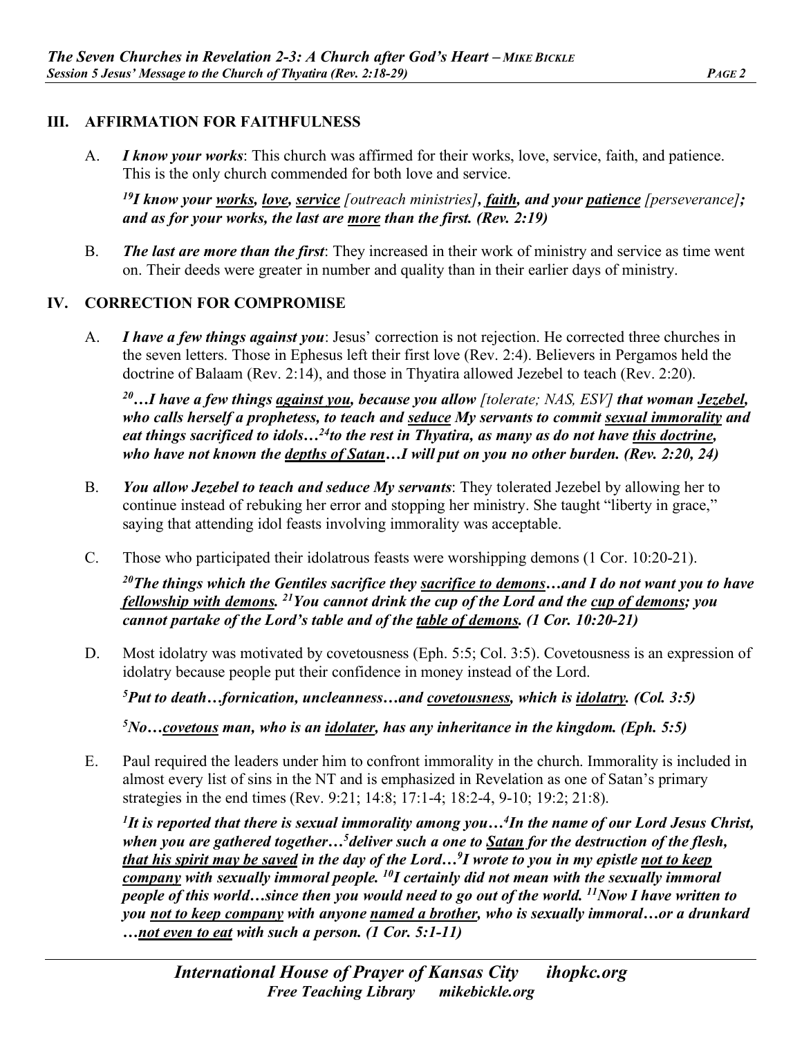## III. AFFIRMATION FOR FAITHFULNESS

A. ***I know your works***: This church was affirmed for their works, love, service, faith, and patience. This is the only church commended for both love and service.

***[19]I know your <u>works</u>, <u>love</u>, <u>service</u> [outreach ministries], <u>faith</u>, and your <u>patience</u> [perseverance]; and as for your works, the last are <u>more</u> than the first. (Rev. 2:19)***

B. ***The last are more than the first***: They increased in their work of ministry and service as time went on. Their deeds were greater in number and quality than in their earlier days of ministry.

## IV. CORRECTION FOR COMPROMISE

A. ***I have a few things against you***: Jesus' correction is not rejection. He corrected three churches in the seven letters. Those in Ephesus left their first love (Rev. 2:4). Believers in Pergamos held the doctrine of Balaam (Rev. 2:14), and those in Thyatira allowed Jezebel to teach (Rev. 2:20).

***[20]…I have a few things <u>against you</u>, because you allow [tolerate; NAS, ESV] that woman <u>Jezebel</u>, who calls herself a prophetess, to teach and <u>seduce</u> My servants to commit <u>sexual immorality</u> and eat things sacrificed to idols…[24]to the rest in Thyatira, as many as do not have <u>this doctrine</u>, who have not known the <u>depths of Satan</u>…I will put on you no other burden. (Rev. 2:20, 24)***

B. ***You allow Jezebel to teach and seduce My servants***: They tolerated Jezebel by allowing her to continue instead of rebuking her error and stopping her ministry. She taught "liberty in grace," saying that attending idol feasts involving immorality was acceptable.

C. Those who participated their idolatrous feasts were worshipping demons (1 Cor. 10:20-21).

***[20]The things which the Gentiles sacrifice they <u>sacrifice to demons</u>…and I do not want you to have <u>fellowship with demons</u>. [21]You cannot drink the cup of the Lord and the <u>cup of demons</u>; you cannot partake of the Lord's table and of the <u>table of demons</u>. (1 Cor. 10:20-21)***

D. Most idolatry was motivated by covetousness (Eph. 5:5; Col. 3:5). Covetousness is an expression of idolatry because people put their confidence in money instead of the Lord.

***[5]Put to death…fornication, uncleanness…and <u>covetousness</u>, which is <u>idolatry</u>. (Col. 3:5)***

***[5]No…<u>covetous</u> man, who is an <u>idolater</u>, has any inheritance in the kingdom. (Eph. 5:5)***

E. Paul required the leaders under him to confront immorality in the church. Immorality is included in almost every list of sins in the NT and is emphasized in Revelation as one of Satan's primary strategies in the end times (Rev. 9:21; 14:8; 17:1-4; 18:2-4, 9-10; 19:2; 21:8).

***[1]It is reported that there is sexual immorality among you…[4]In the name of our Lord Jesus Christ, when you are gathered together…[5]deliver such a one to <u>Satan</u> for the destruction of the flesh, <u>that his spirit may be saved</u> in the day of the Lord…[9]I wrote to you in my epistle <u>not to keep company</u> with sexually immoral people. [10]I certainly did not mean with the sexually immoral people of this world…since then you would need to go out of the world. [11]Now I have written to you <u>not to keep company</u> with anyone <u>named a brother</u>, who is sexually immoral…or a drunkard …<u>not even to eat</u> with such a person. (1 Cor. 5:1-11)***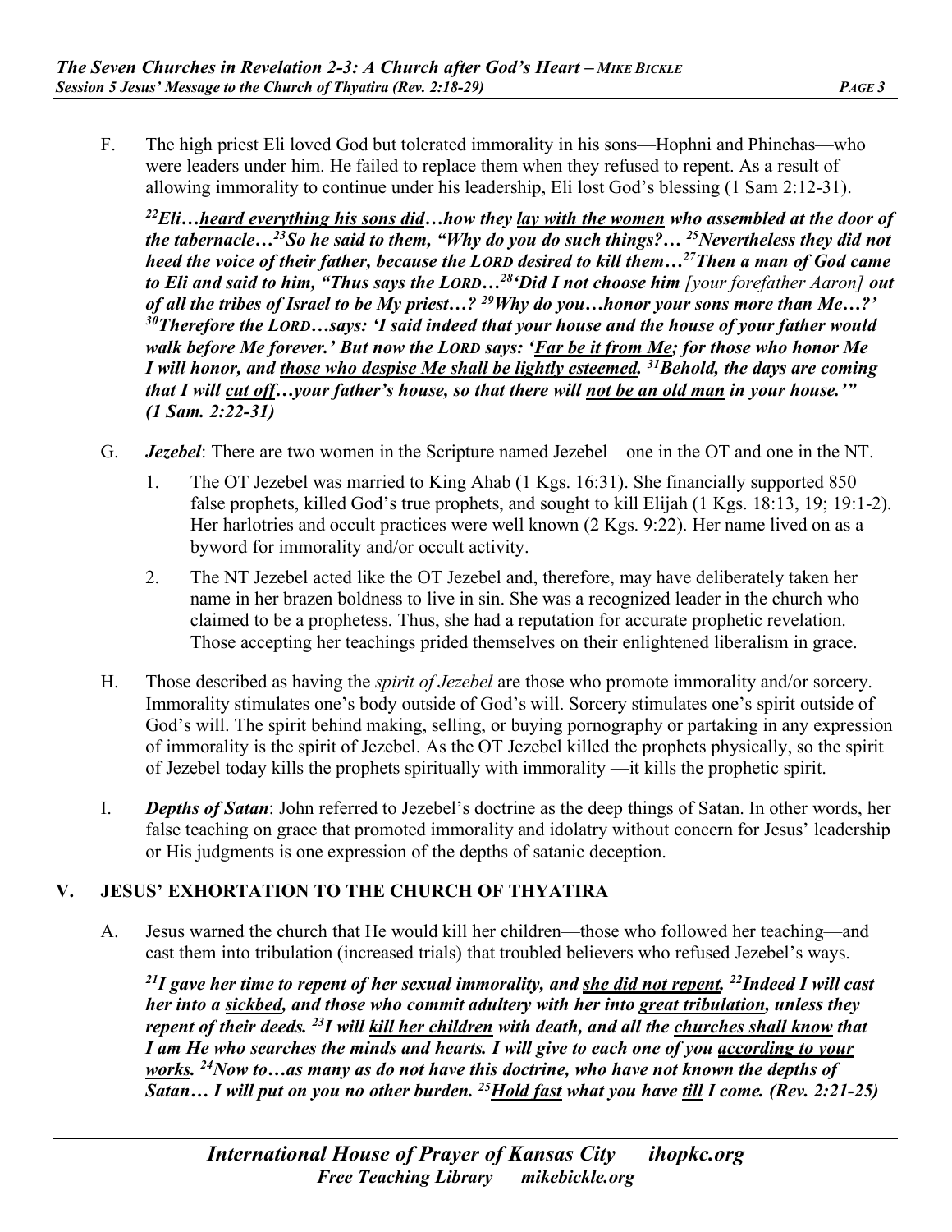F. The high priest Eli loved God but tolerated immorality in his sons—Hophni and Phinehas—who were leaders under him. He failed to replace them when they refused to repent. As a result of allowing immorality to continue under his leadership, Eli lost God's blessing (1 Sam 2:12-31).

> ***22Eli…<u>heard everything his sons did</u>…how they <u>lay with the women</u> who assembled at the door of the tabernacle…23So he said to them, "Why do you do such things?… 25Nevertheless they did not heed the voice of their father, because the LORD desired to kill them…27Then a man of God came to Eli and said to him, "Thus says the LORD…28'Did I not choose him** [your forefather Aaron]* ***out of all the tribes of Israel to be My priest…? 29Why do you…honor your sons more than Me…?' 30Therefore the LORD…says: 'I said indeed that your house and the house of your father would walk before Me forever.' But now the LORD says: '<u>Far be it from Me</u>; for those who honor Me I will honor, and <u>those who despise Me shall be lightly esteemed</u>. 31Behold, the days are coming that I will <u>cut off</u>…your father's house, so that there will <u>not be an old man</u> in your house.'" (1 Sam. 2:22-31)***

G. ***Jezebel***: There are two women in the Scripture named Jezebel—one in the OT and one in the NT.

1. The OT Jezebel was married to King Ahab (1 Kgs. 16:31). She financially supported 850 false prophets, killed God's true prophets, and sought to kill Elijah (1 Kgs. 18:13, 19; 19:1-2). Her harlotries and occult practices were well known (2 Kgs. 9:22). Her name lived on as a byword for immorality and/or occult activity.
2. The NT Jezebel acted like the OT Jezebel and, therefore, may have deliberately taken her name in her brazen boldness to live in sin. She was a recognized leader in the church who claimed to be a prophetess. Thus, she had a reputation for accurate prophetic revelation. Those accepting her teachings prided themselves on their enlightened liberalism in grace.

H. Those described as having the *spirit of Jezebel* are those who promote immorality and/or sorcery. Immorality stimulates one's body outside of God's will. Sorcery stimulates one's spirit outside of God's will. The spirit behind making, selling, or buying pornography or partaking in any expression of immorality is the spirit of Jezebel. As the OT Jezebel killed the prophets physically, so the spirit of Jezebel today kills the prophets spiritually with immorality —it kills the prophetic spirit.

I. ***Depths of Satan***: John referred to Jezebel's doctrine as the deep things of Satan. In other words, her false teaching on grace that promoted immorality and idolatry without concern for Jesus' leadership or His judgments is one expression of the depths of satanic deception.

## V. JESUS' EXHORTATION TO THE CHURCH OF THYATIRA

A. Jesus warned the church that He would kill her children—those who followed her teaching—and cast them into tribulation (increased trials) that troubled believers who refused Jezebel's ways.

> ***21I gave her time to repent of her sexual immorality, and <u>she did not repent</u>. 22Indeed I will cast her into a <u>sickbed</u>, and those who commit adultery with her into <u>great tribulation</u>, unless they repent of their deeds. 23I will <u>kill her children</u> with death, and all the <u>churches shall know</u> that I am He who searches the minds and hearts. I will give to each one of you <u>according to your works</u>. 24Now to…as many as do not have this doctrine, who have not known the depths of Satan… I will put on you no other burden. 25<u>Hold fast</u> what you have <u>till</u> I come. (Rev. 2:21-25)***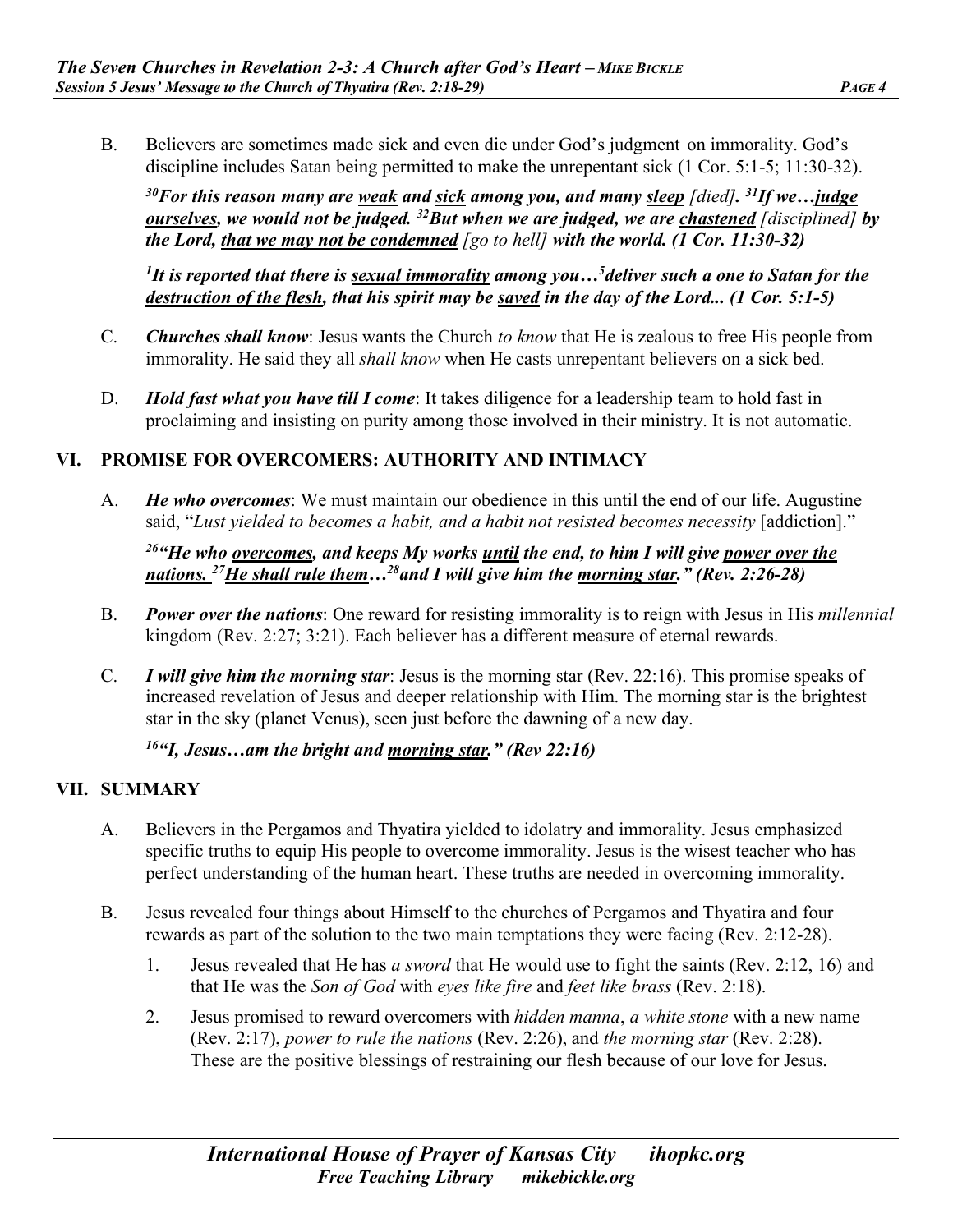B. Believers are sometimes made sick and even die under God's judgment on immorality. God's discipline includes Satan being permitted to make the unrepentant sick (1 Cor. 5:1-5; 11:30-32).

***[30]For this reason many are <u>weak</u> and <u>sick</u> among you, and many <u>sleep</u>*** *[died]*. ***[31]If we…<u>judge ourselves</u>, we would not be judged. [32]But when we are judged, we are <u>chastened</u>*** *[disciplined]* ***by the Lord, <u>that we may not be condemned</u>*** *[go to hell]* ***with the world. (1 Cor. 11:30-32)***

***[1]It is reported that there is <u>sexual immorality</u> among you…[5]deliver such a one to Satan for the <u>destruction of the flesh</u>, that his spirit may be <u>saved</u> in the day of the Lord... (1 Cor. 5:1-5)***

C. ***Churches shall know***: Jesus wants the Church *to know* that He is zealous to free His people from immorality. He said they all *shall know* when He casts unrepentant believers on a sick bed.

D. ***Hold fast what you have till I come***: It takes diligence for a leadership team to hold fast in proclaiming and insisting on purity among those involved in their ministry. It is not automatic.

## VI. PROMISE FOR OVERCOMERS: AUTHORITY AND INTIMACY

A. ***He who overcomes***: We must maintain our obedience in this until the end of our life. Augustine said, "*Lust yielded to becomes a habit, and a habit not resisted becomes necessity* [addiction]."

***[26]"He who <u>overcomes</u>, and keeps My works <u>until</u> the end, to him I will give <u>power over the nations.</u> [27]<u>He shall rule them</u>…[28]and I will give him the <u>morning star</u>." (Rev. 2:26-28)***

B. ***Power over the nations***: One reward for resisting immorality is to reign with Jesus in His *millennial* kingdom (Rev. 2:27; 3:21). Each believer has a different measure of eternal rewards.

C. ***I will give him the morning star***: Jesus is the morning star (Rev. 22:16). This promise speaks of increased revelation of Jesus and deeper relationship with Him. The morning star is the brightest star in the sky (planet Venus), seen just before the dawning of a new day.

***[16]"I, Jesus…am the bright and <u>morning star</u>." (Rev 22:16)***

## VII. SUMMARY

A. Believers in the Pergamos and Thyatira yielded to idolatry and immorality. Jesus emphasized specific truths to equip His people to overcome immorality. Jesus is the wisest teacher who has perfect understanding of the human heart. These truths are needed in overcoming immorality.

B. Jesus revealed four things about Himself to the churches of Pergamos and Thyatira and four rewards as part of the solution to the two main temptations they were facing (Rev. 2:12-28).

1. Jesus revealed that He has *a sword* that He would use to fight the saints (Rev. 2:12, 16) and that He was the *Son of God* with *eyes like fire* and *feet like brass* (Rev. 2:18).
2. Jesus promised to reward overcomers with *hidden manna*, *a white stone* with a new name (Rev. 2:17), *power to rule the nations* (Rev. 2:26), and *the morning star* (Rev. 2:28). These are the positive blessings of restraining our flesh because of our love for Jesus.